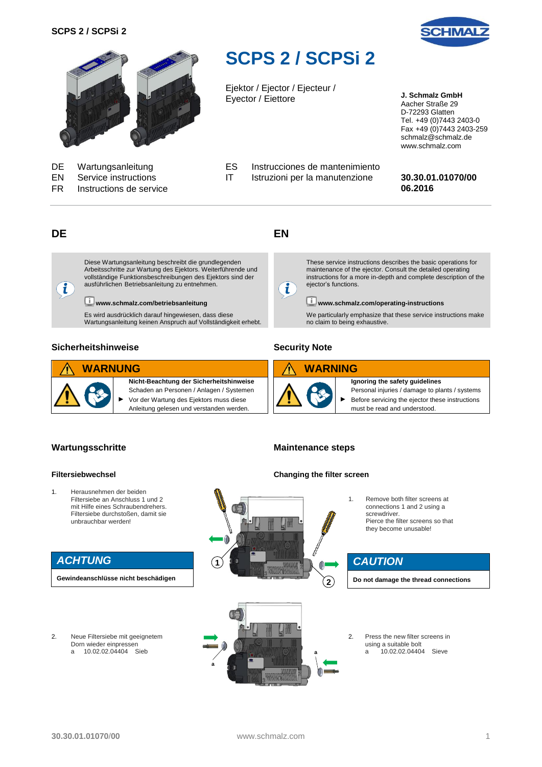# SCPS 2 / SCPSi 2

Ejektor / Ejector / Ejecteur / Eyector / Eiettore

**J. Schmalz GmbH**
Aacher Straße 29
D-72293 Glatten
Tel. +49 (0)7443 2403-0
Fax +49 (0)7443 2403-259
schmalz@schmalz.de
www.schmalz.com

DE Wartungsanleitung
EN Service instructions
FR Instructions de service
ES Instrucciones de mantenimiento
IT Istruzioni per la manutenzione

**30.30.01.01070/00**
**06.2016**

## DE

Diese Wartungsanleitung beschreibt die grundlegenden Arbeitsschritte zur Wartung des Ejektors. Weiterführende und vollständige Funktionsbeschreibungen des Ejektors sind der ausführlichen Betriebsanleitung zu entnehmen.

**www.schmalz.com/betriebsanleitung**

Es wird ausdrücklich darauf hingewiesen, dass diese Wartungsanleitung keinen Anspruch auf Vollständigkeit erhebt.

### Sicherheitshinweise

**WARNUNG**

**Nicht-Beachtung der Sicherheitshinweise**

Schaden an Personen / Anlagen / Systemen

► Vor der Wartung des Ejektors muss diese Anleitung gelesen und verstanden werden.

### Wartungsschritte

#### Filtersiebwechsel

1. Herausnehmen der beiden Filtersiebe an Anschluss 1 und 2 mit Hilfe eines Schraubendrehers. Filtersiebe durchstoßen, damit sie unbrauchbar werden!

**ACHTUNG**

**Gewindeanschlüsse nicht beschädigen**

2. Neue Filtersiebe mit geeignetem Dorn wieder einpressen
   a 10.02.02.04404 Sieb

## EN

These service instructions describes the basic operations for maintenance of the ejector. Consult the detailed operating instructions for a more in-depth and complete description of the ejector's functions.

**www.schmalz.com/operating-instructions**

We particularly emphasize that these service instructions make no claim to being exhaustive.

### Security Note

**WARNING**

**Ignoring the safety guidelines**

Personal injuries / damage to plants / systems

► Before servicing the ejector these instructions must be read and understood.

### Maintenance steps

#### Changing the filter screen

1. Remove both filter screens at connections 1 and 2 using a screwdriver. Pierce the filter screens so that they become unusable!

**CAUTION**

**Do not damage the thread connections**

2. Press the new filter screens in using a suitable bolt
   a 10.02.02.04404 Sieve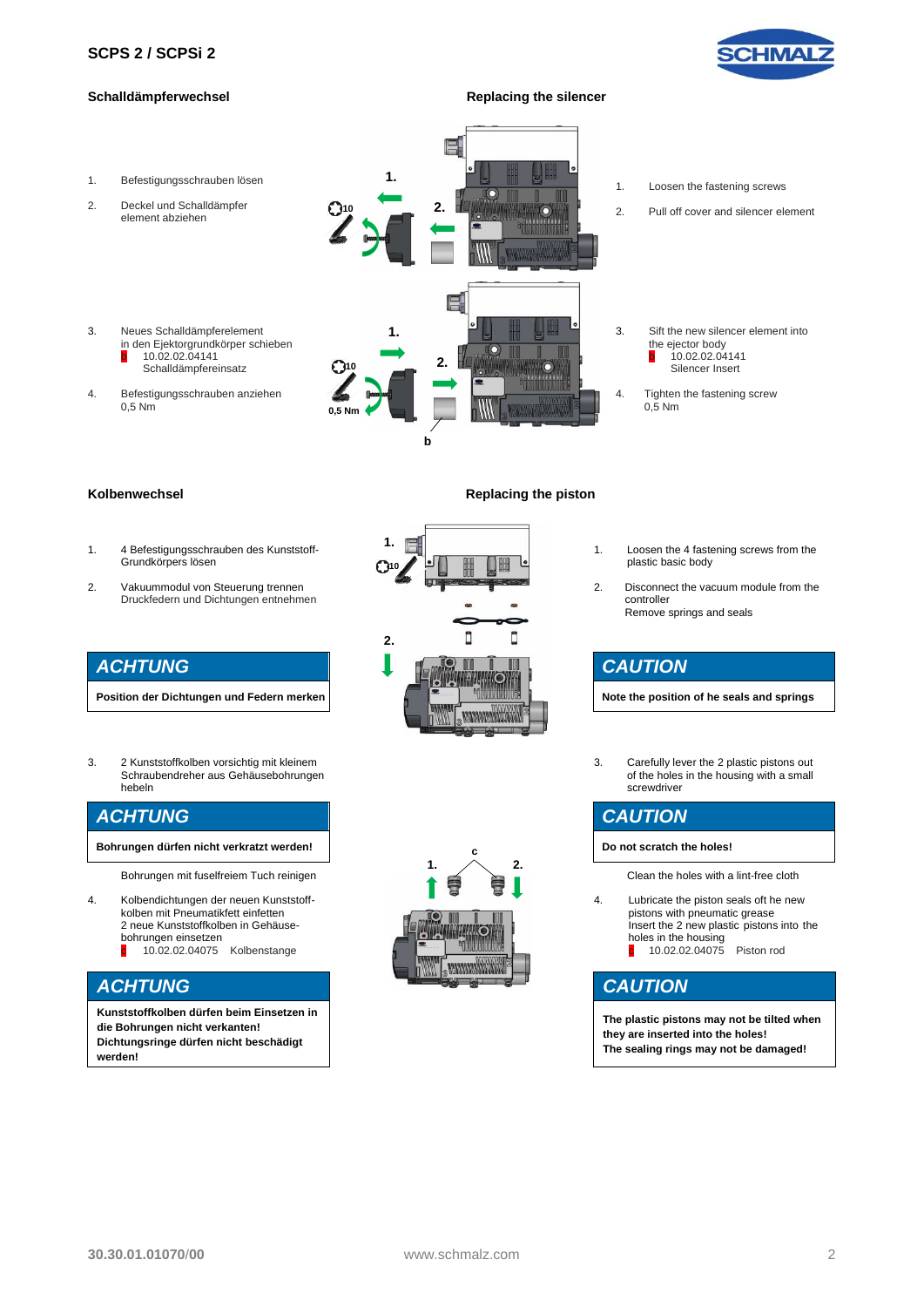# SCPS 2 / SCPSi 2

## Schalldämpferwechsel

1. Befestigungsschrauben lösen
2. Deckel und Schalldämpfer element abziehen
3. Neues Schalldämpferelement in den Ejektorgrundkörper schieben
   10.02.02.04141 Schalldämpfereinsatz
4. Befestigungsschrauben anziehen 0,5 Nm

## Replacing the silencer

1. Loosen the fastening screws
2. Pull off cover and silencer element
3. Sift the new silencer element into the ejector body
   10.02.02.04141 Silencer Insert
4. Tighten the fastening screw 0,5 Nm

## Kolbenwechsel

1. 4 Befestigungsschrauben des Kunststoff-Grundkörpers lösen
2. Vakuummodul von Steuerung trennen Druckfedern und Dichtungen entnehmen

**ACHTUNG**

**Position der Dichtungen und Federn merken**

3. 2 Kunststoffkolben vorsichtig mit kleinem Schraubendreher aus Gehäusebohrungen hebeln

**ACHTUNG**

**Bohrungen dürfen nicht verkratzt werden!**

Bohrungen mit fuselfreiem Tuch reinigen

4. Kolbendichtungen der neuen Kunststoff-kolben mit Pneumatikfett einfetten
   2 neue Kunststoffkolben in Gehäuse-bohrungen einsetzen
   10.02.02.04075 Kolbenstange

**ACHTUNG**

**Kunststoffkolben dürfen beim Einsetzen in die Bohrungen nicht verkanten! Dichtungsringe dürfen nicht beschädigt werden!**

## Replacing the piston

1. Loosen the 4 fastening screws from the plastic basic body
2. Disconnect the vacuum module from the controller
   Remove springs and seals

**CAUTION**

**Note the position of he seals and springs**

3. Carefully lever the 2 plastic pistons out of the holes in the housing with a small screwdriver

**CAUTION**

**Do not scratch the holes!**

Clean the holes with a lint-free cloth

4. Lubricate the piston seals oft he new pistons with pneumatic grease
   Insert the 2 new plastic pistons into the holes in the housing
   10.02.02.04075 Piston rod

**CAUTION**

**The plastic pistons may not be tilted when they are inserted into the holes! The sealing rings may not be damaged!**

30.30.01.01070/00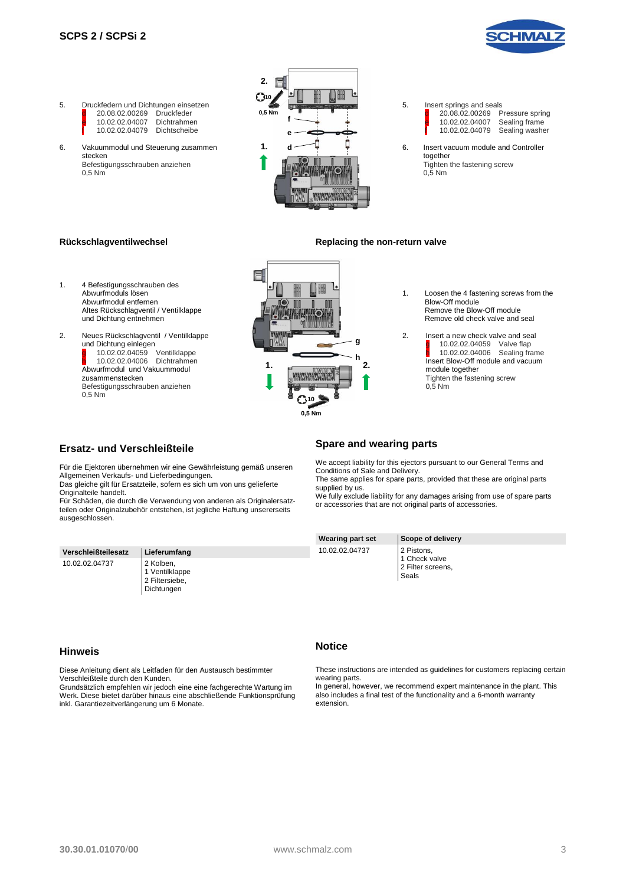5. Druckfedern und Dichtungen einsetzen
   - d 20.08.02.00269 Druckfeder
   - e 10.02.02.04007 Dichtrahmen
   - f 10.02.02.04079 Dichtscheibe

6. Vakuummodul und Steuerung zusammen stecken
   Befestigungsschrauben anziehen
   0,5 Nm

5. Insert springs and seals
   - d 20.08.02.00269 Pressure spring
   - e 10.02.02.04007 Sealing frame
   - f 10.02.02.04079 Sealing washer

6. Insert vacuum module and Controller together
   Tighten the fastening screw
   0,5 Nm

### Rückschlagventilwechsel

1. 4 Befestigungsschrauben des Abwurfmoduls lösen
   Abwurfmodul entfernen
   Altes Rückschlagventil / Ventilklappe und Dichtung entnehmen

2. Neues Rückschlagventil / Ventilklappe und Dichtung einlegen
   - g 10.02.02.04059 Ventilklappe
   - h 10.02.02.04006 Dichtrahmen

   Abwurfmodul und Vakuummodul zusammenstecken
   Befestigungsschrauben anziehen
   0,5 Nm

### Replacing the non-return valve

1. Loosen the 4 fastening screws from the Blow-Off module
   Remove the Blow-Off module
   Remove old check valve and seal

2. Insert a new check valve and seal
   - g 10.02.02.04059 Valve flap
   - h 10.02.02.04006 Sealing frame

   Insert Blow-Off module and vacuum module together
   Tighten the fastening screw
   0,5 Nm

## Ersatz- und Verschleißteile

Für die Ejektoren übernehmen wir eine Gewährleistung gemäß unseren Allgemeinen Verkaufs- und Lieferbedingungen.
Das gleiche gilt für Ersatzteile, sofern es sich um von uns gelieferte Originalteile handelt.
Für Schäden, die durch die Verwendung von anderen als Originalersatzteilen oder Originalzubehör entstehen, ist jegliche Haftung unsererseits ausgeschlossen.

| Verschleißteilesatz | Lieferumfang |
|---|---|
| 10.02.02.04737 | 2 Kolben,<br>1 Ventilklappe<br>2 Filtersiebe,<br>Dichtungen |

## Spare and wearing parts

We accept liability for this ejectors pursuant to our General Terms and Conditions of Sale and Delivery.
The same applies for spare parts, provided that these are original parts supplied by us.
We fully exclude liability for any damages arising from use of spare parts or accessories that are not original parts of accessories.

| Wearing part set | Scope of delivery |
|---|---|
| 10.02.02.04737 | 2 Pistons,<br>1 Check valve<br>2 Filter screens,<br>Seals |

## Hinweis

Diese Anleitung dient als Leitfaden für den Austausch bestimmter Verschleißteile durch den Kunden.
Grundsätzlich empfehlen wir jedoch eine eine fachgerechte Wartung im Werk. Diese bietet darüber hinaus eine abschließende Funktionsprüfung inkl. Garantiezeitverlängerung um 6 Monate.

## Notice

These instructions are intended as guidelines for customers replacing certain wearing parts.
In general, however, we recommend expert maintenance in the plant. This also includes a final test of the functionality and a 6-month warranty extension.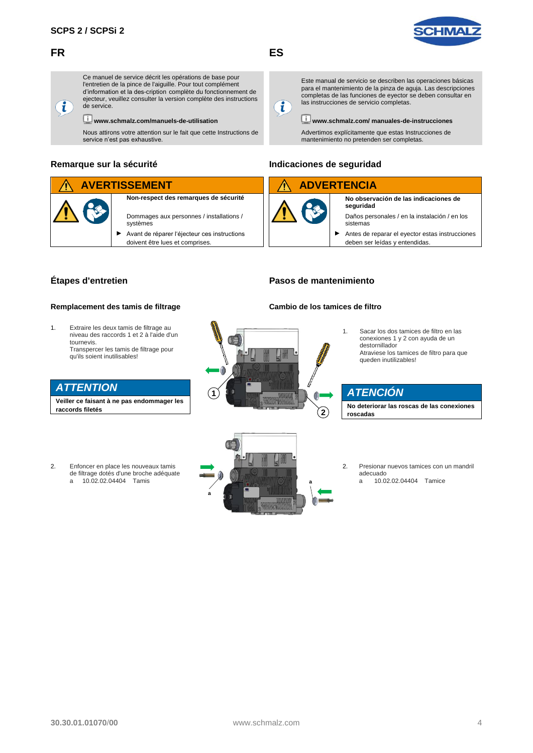## FR

Ce manuel de service décrit les opérations de base pour l'entretien de la pince de l'aiguille. Pour tout complément d'information et la des-cription complète du fonctionnement de ejecteur, veuillez consulter la version complète des instructions de service.

**www.schmalz.com/manuels-de-utilisation**

Nous attirons votre attention sur le fait que cette Instructions de service n'est pas exhaustive.

### Remarque sur la sécurité

**AVERTISSEMENT**

**Non-respect des remarques de sécurité**

Dommages aux personnes / installations / systèmes

► Avant de réparer l'éjecteur ces instructions doivent être lues et comprises.

### Étapes d'entretien

#### Remplacement des tamis de filtrage

1. Extraire les deux tamis de filtrage au niveau des raccords 1 et 2 à l'aide d'un tournevis.
   Transpercer les tamis de filtrage pour qu'ils soient inutilisables!

***ATTENTION***

**Veiller ce faisant à ne pas endommager les raccords filetés**

2. Enfoncer en place les nouveaux tamis de filtrage dotés d'une broche adéquate
   a    10.02.02.04404    Tamis

## ES

Este manual de servicio se describen las operaciones básicas para el mantenimiento de la pinza de aguja. Las descripciones completas de las funciones de eyector se deben consultar en las instrucciones de servicio completas.

**www.schmalz.com/ manuales-de-instrucciones**

Advertimos explícitamente que estas Instrucciones de mantenimiento no pretenden ser completas.

### Indicaciones de seguridad

**ADVERTENCIA**

**No observación de las indicaciones de seguridad**

Daños personales / en la instalación / en los sistemas

► Antes de reparar el eyector estas instrucciones deben ser leídas y entendidas.

### Pasos de mantenimiento

#### Cambio de los tamices de filtro

1. Sacar los dos tamices de filtro en las conexiones 1 y 2 con ayuda de un destornillador
   Atraviese los tamices de filtro para que queden inutilizables!

***ATENCIÓN***

**No deteriorar las roscas de las conexiones roscadas**

2. Presionar nuevos tamices con un mandril adecuado
   a    10.02.02.04404    Tamice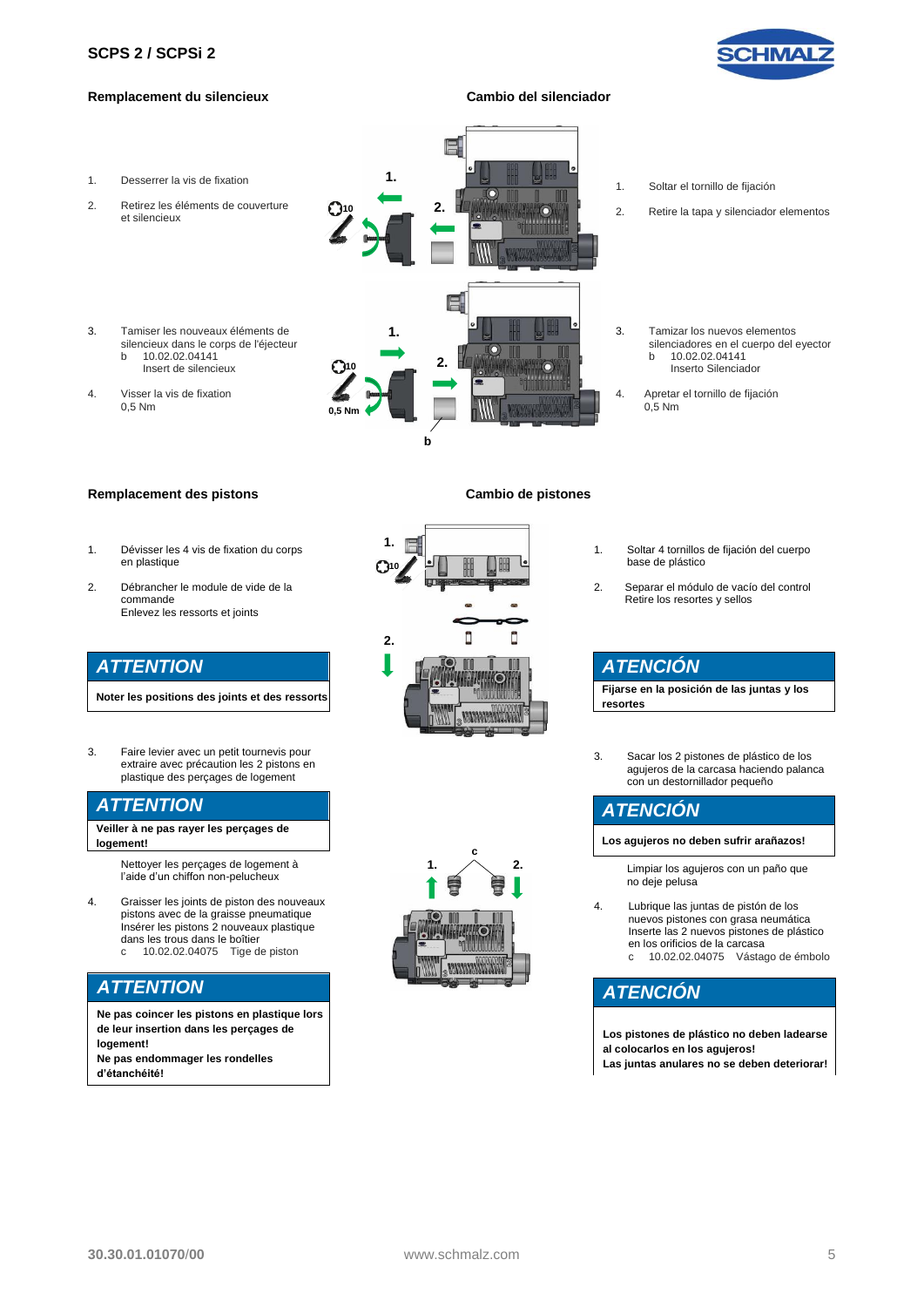## Remplacement du silencieux

1. Desserrer la vis de fixation
2. Retirez les éléments de couverture et silencieux
3. Tamiser les nouveaux éléments de silencieux dans le corps de l'éjecteur
   b 10.02.02.04141 Insert de silencieux
4. Visser la vis de fixation
   0,5 Nm

## Cambio del silenciador

1. Soltar el tornillo de fijación
2. Retire la tapa y silenciador elementos
3. Tamizar los nuevos elementos silenciadores en el cuerpo del eyector
   b 10.02.02.04141 Inserto Silenciador
4. Apretar el tornillo de fijación
   0,5 Nm

## Remplacement des pistons

1. Dévisser les 4 vis de fixation du corps en plastique
2. Débrancher le module de vide de la commande
   Enlevez les ressorts et joints

**ATTENTION**

**Noter les positions des joints et des ressorts**

3. Faire levier avec un petit tournevis pour extraire avec précaution les 2 pistons en plastique des perçages de logement

**ATTENTION**

**Veiller à ne pas rayer les perçages de logement!**

Nettoyer les perçages de logement à l'aide d'un chiffon non-pelucheux

4. Graisser les joints de piston des nouveaux pistons avec de la graisse pneumatique
   Insérer les pistons 2 nouveaux plastique dans les trous dans le boîtier
   c 10.02.02.04075 Tige de piston

**ATTENTION**

**Ne pas coincer les pistons en plastique lors de leur insertion dans les perçages de logement!**
**Ne pas endommager les rondelles d'étanchéité!**

## Cambio de pistones

1. Soltar 4 tornillos de fijación del cuerpo base de plástico
2. Separar el módulo de vacío del control
   Retire los resortes y sellos

**ATENCIÓN**

**Fijarse en la posición de las juntas y los resortes**

3. Sacar los 2 pistones de plástico de los agujeros de la carcasa haciendo palanca con un destornillador pequeño

**ATENCIÓN**

**Los agujeros no deben sufrir arañazos!**

Limpiar los agujeros con un paño que no deje pelusa

4. Lubrique las juntas de pistón de los nuevos pistones con grasa neumática
   Inserte las 2 nuevos pistones de plástico en los orificios de la carcasa
   c 10.02.02.04075 Vástago de émbolo

**ATENCIÓN**

**Los pistones de plástico no deben ladearse al colocarlos en los agujeros!**
**Las juntas anulares no se deben deteriorar!**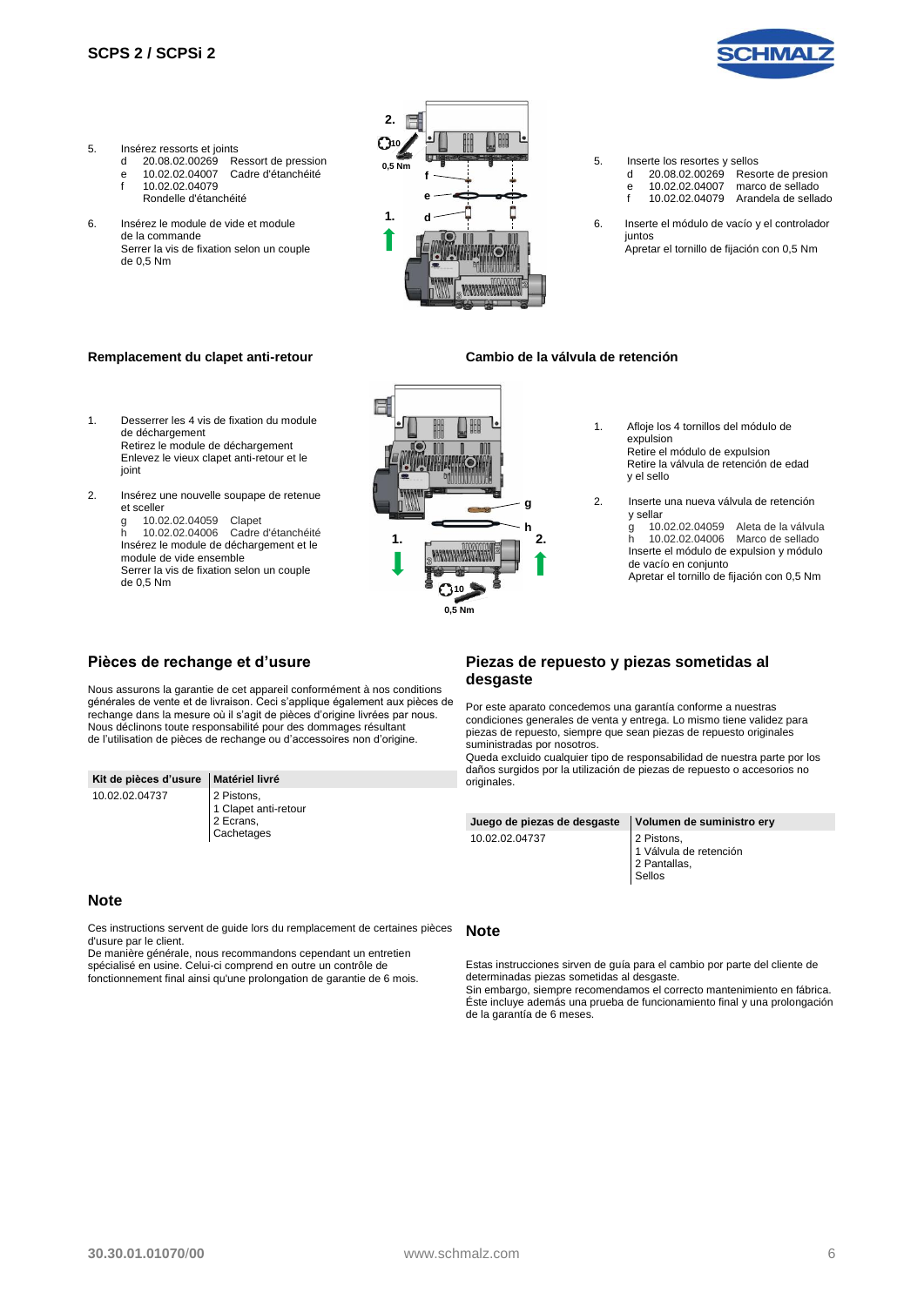5. Insérez ressorts et joints
   - d 20.08.02.00269 Ressort de pression
   - e 10.02.02.04007 Cadre d'étanchéité
   - f 10.02.02.04079 Rondelle d'étanchéité

6. Insérez le module de vide et module de la commande
   Serrer la vis de fixation selon un couple de 0,5 Nm

5. Inserte los resortes y sellos
   - d 20.08.02.00269 Resorte de presion
   - e 10.02.02.04007 marco de sellado
   - f 10.02.02.04079 Arandela de sellado

6. Inserte el módulo de vacío y el controlador juntos
   Apretar el tornillo de fijación con 0,5 Nm

### Remplacement du clapet anti-retour

1. Desserrer les 4 vis de fixation du module de déchargement
   Retirez le module de déchargement
   Enlevez le vieux clapet anti-retour et le joint

2. Insérez une nouvelle soupape de retenue et sceller
   - g 10.02.02.04059 Clapet
   - h 10.02.02.04006 Cadre d'étanchéité

   Insérez le module de déchargement et le module de vide ensemble
   Serrer la vis de fixation selon un couple de 0,5 Nm

### Cambio de la válvula de retención

1. Afloje los 4 tornillos del módulo de expulsion
   Retire el módulo de expulsion
   Retire la válvula de retención de edad y el sello

2. Inserte una nueva válvula de retención y sellar
   - g 10.02.02.04059 Aleta de la válvula
   - h 10.02.02.04006 Marco de sellado

   Inserte el módulo de expulsion y módulo de vacío en conjunto
   Apretar el tornillo de fijación con 0,5 Nm

## Pièces de rechange et d'usure

Nous assurons la garantie de cet appareil conformément à nos conditions générales de vente et de livraison. Ceci s'applique également aux pièces de rechange dans la mesure où il s'agit de pièces d'origine livrées par nous. Nous déclinons toute responsabilité pour des dommages résultant de l'utilisation de pièces de rechange ou d'accessoires non d'origine.

| Kit de pièces d'usure | Matériel livré |
|---|---|
| 10.02.02.04737 | 2 Pistons,<br>1 Clapet anti-retour<br>2 Ecrans,<br>Cachetages |

## Note

Ces instructions servent de guide lors du remplacement de certaines pièces d'usure par le client.
De manière générale, nous recommandons cependant un entretien spécialisé en usine. Celui-ci comprend en outre un contrôle de fonctionnement final ainsi qu'une prolongation de garantie de 6 mois.

## Piezas de repuesto y piezas sometidas al desgaste

Por este aparato concedemos una garantía conforme a nuestras condiciones generales de venta y entrega. Lo mismo tiene validez para piezas de repuesto, siempre que sean piezas de repuesto originales suministradas por nosotros.
Queda excluido cualquier tipo de responsabilidad de nuestra parte por los daños surgidos por la utilización de piezas de repuesto o accesorios no originales.

| Juego de piezas de desgaste | Volumen de suministro ery |
|---|---|
| 10.02.02.04737 | 2 Pistons,<br>1 Válvula de retención<br>2 Pantallas,<br>Sellos |

## Note

Estas instrucciones sirven de guía para el cambio por parte del cliente de determinadas piezas sometidas al desgaste.
Sin embargo, siempre recomendamos el correcto mantenimiento en fábrica. Éste incluye además una prueba de funcionamiento final y una prolongación de la garantía de 6 meses.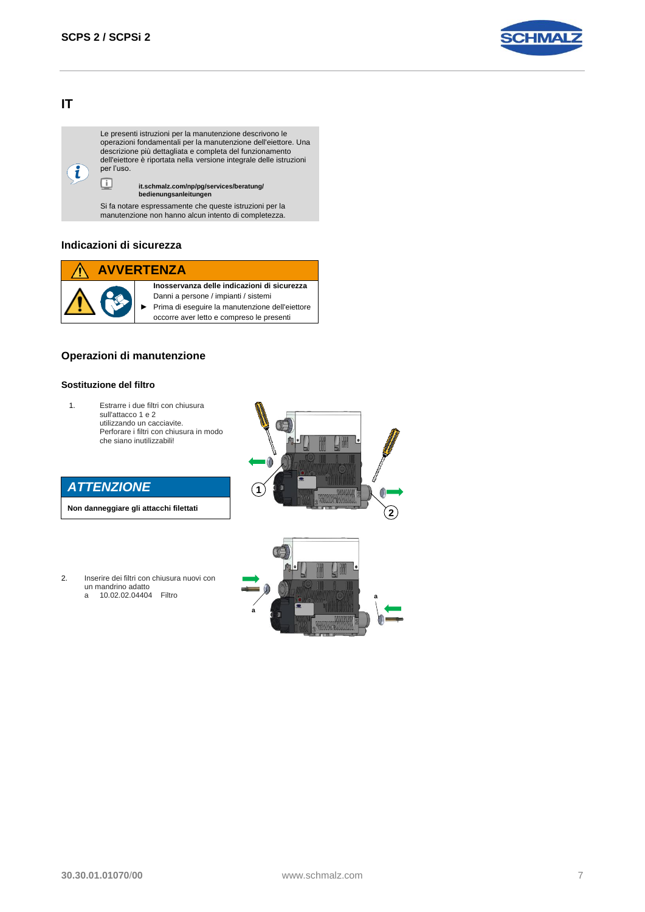# IT

Le presenti istruzioni per la manutenzione descrivono le operazioni fondamentali per la manutenzione dell'eiettore. Una descrizione più dettagliata e completa del funzionamento dell'eiettore è riportata nella versione integrale delle istruzioni per l'uso.

**it.schmalz.com/np/pg/services/beratung/bedienungsanleitungen**

Si fa notare espressamente che queste istruzioni per la manutenzione non hanno alcun intento di completezza.

## Indicazioni di sicurezza

**AVVERTENZA**

**Inosservanza delle indicazioni di sicurezza**

Danni a persone / impianti / sistemi

► Prima di eseguire la manutenzione dell'eiettore occorre aver letto e compreso le presenti

## Operazioni di manutenzione

### Sostituzione del filtro

1. Estrarre i due filtri con chiusura sull'attacco 1 e 2 utilizzando un cacciavite.
   Perforare i filtri con chiusura in modo che siano inutilizzabili!

**ATTENZIONE**

**Non danneggiare gli attacchi filettati**

2. Inserire dei filtri con chiusura nuovi con un mandrino adatto
   a 10.02.02.04404 Filtro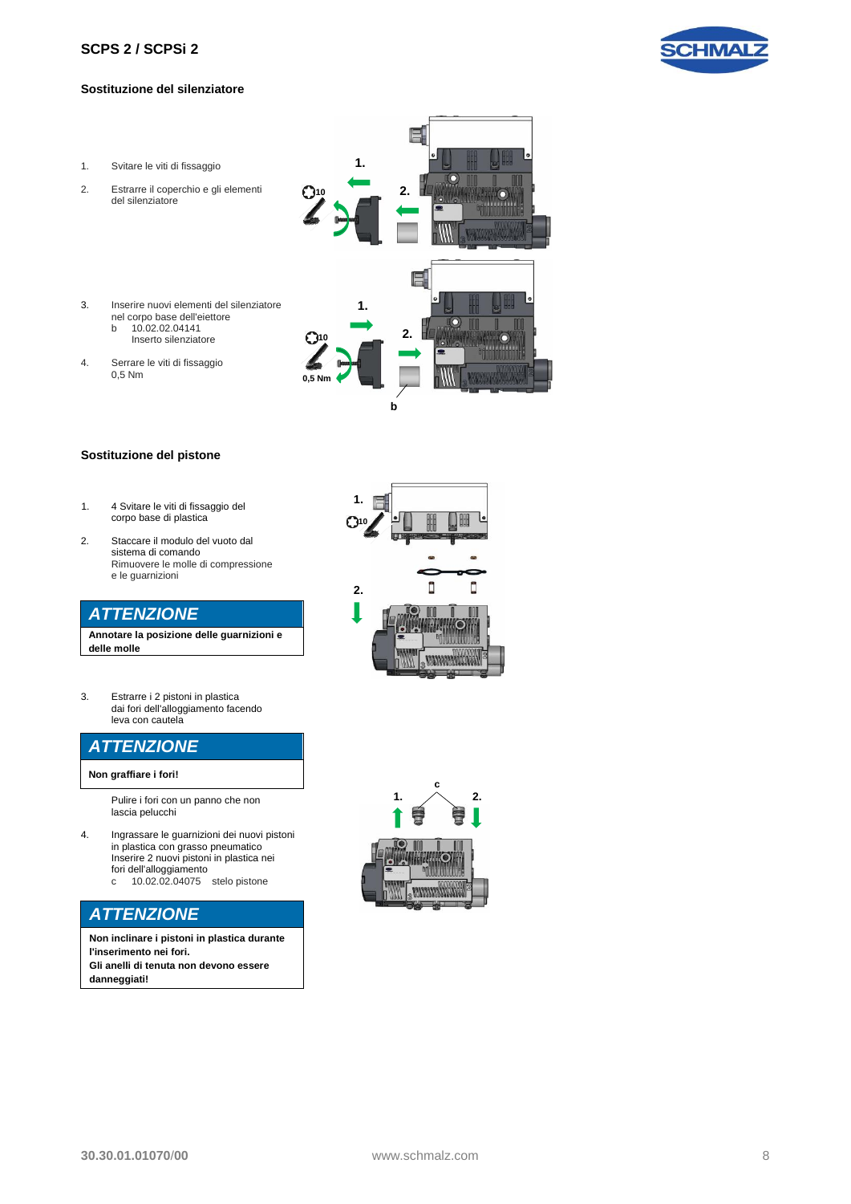## Sostituzione del silenziatore

1. Svitare le viti di fissaggio
2. Estrarre il coperchio e gli elementi del silenziatore
3. Inserire nuovi elementi del silenziatore nel corpo base dell'eiettore
   b 10.02.02.04141
   Inserto silenziatore
4. Serrare le viti di fissaggio
   0,5 Nm

## Sostituzione del pistone

1. 4 Svitare le viti di fissaggio del corpo base di plastica
2. Staccare il modulo del vuoto dal sistema di comando
   Rimuovere le molle di compressione e le guarnizioni

> **ATTENZIONE**
>
> **Annotare la posizione delle guarnizioni e delle molle**

3. Estrarre i 2 pistoni in plastica dai fori dell'alloggiamento facendo leva con cautela

> **ATTENZIONE**
>
> **Non graffiare i fori!**

Pulire i fori con un panno che non lascia pelucchi

4. Ingrassare le guarnizioni dei nuovi pistoni in plastica con grasso pneumatico
   Inserire 2 nuovi pistoni in plastica nei fori dell'alloggiamento
   c 10.02.02.04075 stelo pistone

> **ATTENZIONE**
>
> **Non inclinare i pistoni in plastica durante l'inserimento nei fori.**
> **Gli anelli di tenuta non devono essere danneggiati!**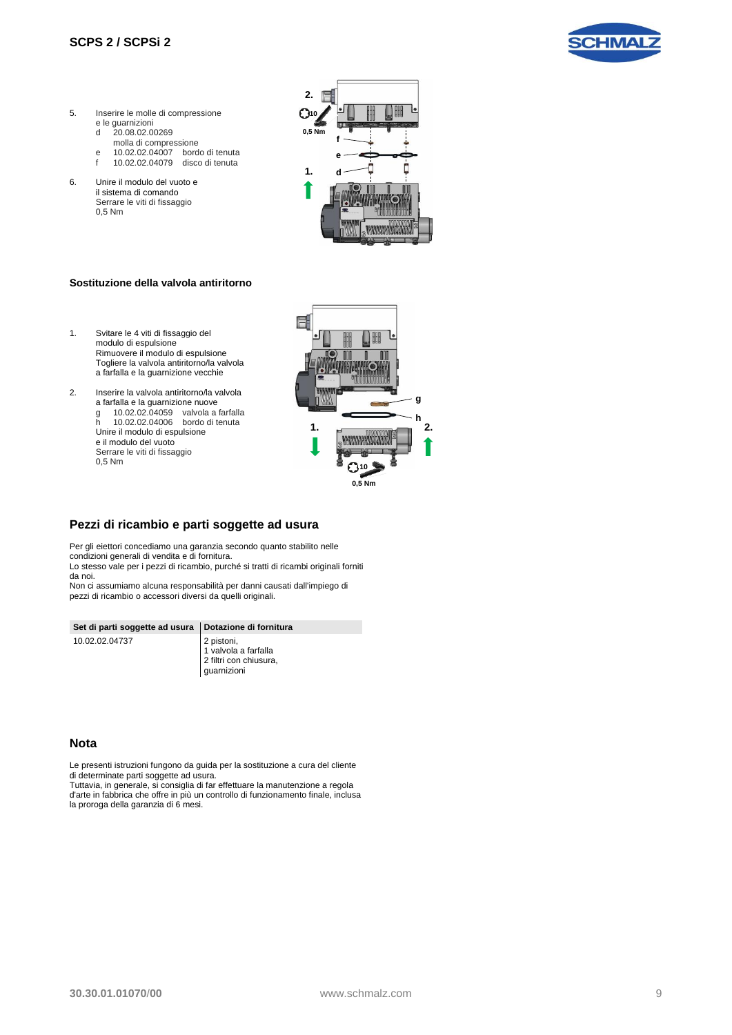5. Inserire le molle di compressione e le guarnizioni
   - d 20.08.02.00269 molla di compressione
   - e 10.02.02.04007 bordo di tenuta
   - f 10.02.02.04079 disco di tenuta

6. Unire il modulo del vuoto e il sistema di comando
   Serrare le viti di fissaggio
   0,5 Nm

### Sostituzione della valvola antiritorno

1. Svitare le 4 viti di fissaggio del modulo di espulsione
   Rimuovere il modulo di espulsione
   Togliere la valvola antiritorno/la valvola a farfalla e la guarnizione vecchie

2. Inserire la valvola antiritorno/la valvola a farfalla e la guarnizione nuove
   - g 10.02.02.04059 valvola a farfalla
   - h 10.02.02.04006 bordo di tenuta

   Unire il modulo di espulsione e il modulo del vuoto
   Serrare le viti di fissaggio
   0,5 Nm

## Pezzi di ricambio e parti soggette ad usura

Per gli eiettori concediamo una garanzia secondo quanto stabilito nelle condizioni generali di vendita e di fornitura.
Lo stesso vale per i pezzi di ricambio, purché si tratti di ricambi originali forniti da noi.
Non ci assumiamo alcuna responsabilità per danni causati dall'impiego di pezzi di ricambio o accessori diversi da quelli originali.

| Set di parti soggette ad usura | Dotazione di fornitura |
|---|---|
| 10.02.02.04737 | 2 pistoni, 1 valvola a farfalla 2 filtri con chiusura, guarnizioni |

## Nota

Le presenti istruzioni fungono da guida per la sostituzione a cura del cliente di determinate parti soggette ad usura.
Tuttavia, in generale, si consiglia di far effettuare la manutenzione a regola d'arte in fabbrica che offre in più un controllo di funzionamento finale, inclusa la proroga della garanzia di 6 mesi.